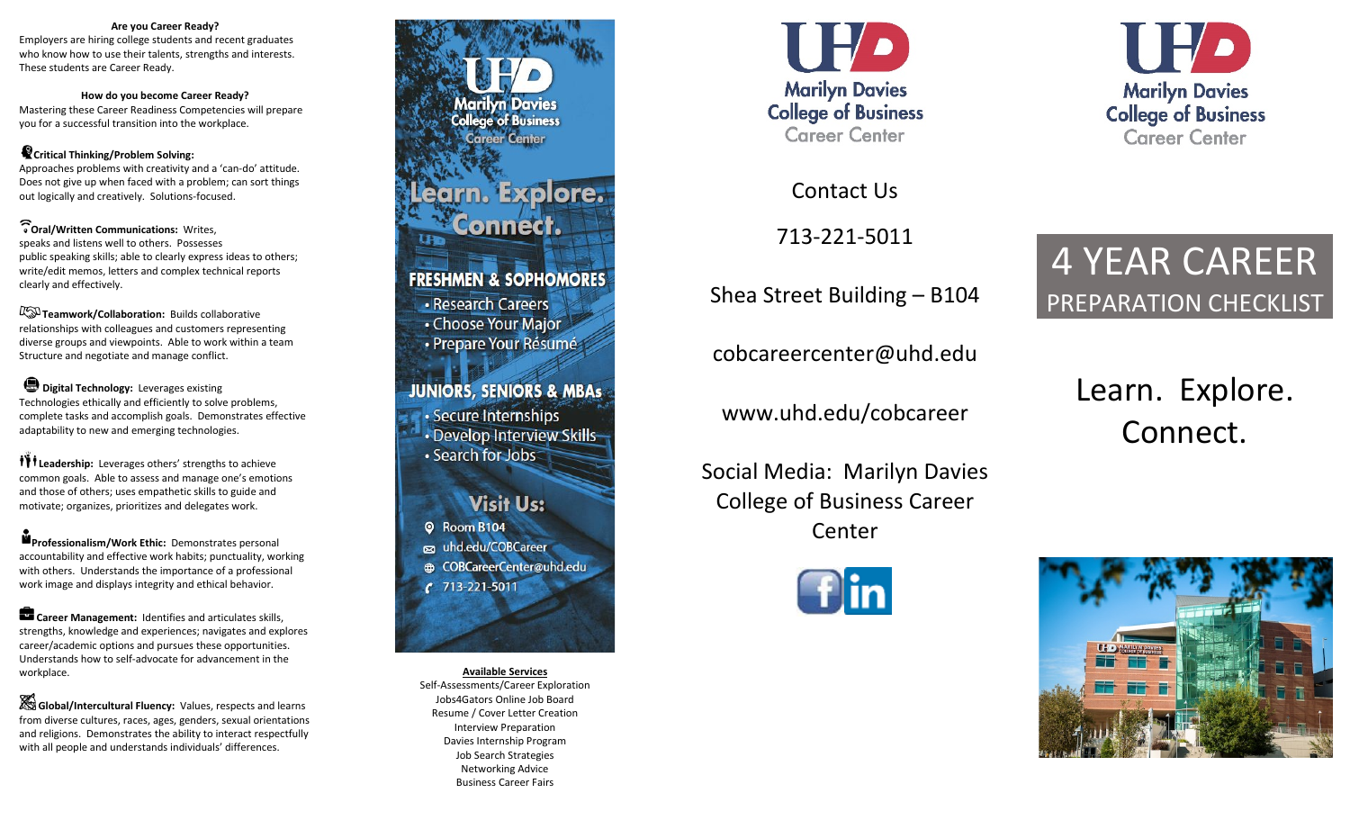**Are you Career Ready?**

Employers are hiring college students and recent graduates who know how to use their talents, strengths and interests. These students are Career Ready.

**How do you become Career Ready?**

Mastering these Career Readiness Competencies will prepare you for a successful transition into the workplace.

**Critical Thinking/Problem Solving:** Approaches problems with creativity and a 'can-do' attitude. Does not give up when faced with a problem; can sort things out logically and creatively. Solutions-focused.

**Oral/Written Communications:** Writes, speaks and listens well to others. Possesses public speaking skills; able to clearly express ideas to others; write/edit memos, letters and complex technical reports clearly and effectively.

**Teamwork/Collaboration:** Builds collaborative relationships with colleagues and customers representing diverse groups and viewpoints. Able to work within a team Structure and negotiate and manage conflict.

**Digital Technology:** Leverages existing Technologies ethically and efficiently to solve problems, complete tasks and accomplish goals. Demonstrates effective adaptability to new and emerging technologies.

**Leadership:** Leverages others' strengths to achieve common goals. Able to assess and manage one's emotions and those of others; uses empathetic skills to guide and motivate; organizes, prioritizes and delegates work.

**Professionalism/Work Ethic:** Demonstrates personal accountability and effective work habits; punctuality, working with others. Understands the importance of a professional work image and displays integrity and ethical behavior.

**Career Management:** Identifies and articulates skills, strengths, knowledge and experiences; navigates and explores career/academic options and pursues these opportunities. Understands how to self-advocate for advancement in the workplace.

**Global/Intercultural Fluency:** Values, respects and learns from diverse cultures, races, ages, genders, sexual orientations and religions. Demonstrates the ability to interact respectfully with all people and understands individuals' differences.

UHD Marilyn Davies College of Business Career Center

# Learn. Explore. Connect.

## FRESHMEN & SOPHOMORES

- Research Careers
- Choose Your Major
- Prepare Your Résumé

## JUNIORS, SENIORS & MBAs

- Secure Internships
- Develop Interview Skills
- Search for Jobs

## Visit Us:

- Room B104
- uhd.edu/COBCareer
- COBCareerCenter@uhd.edu
- 713-221-5011

**Available Services**

Self-Assessments/Career Exploration
Jobs4Gators Online Job Board
Resume / Cover Letter Creation
Interview Preparation
Davies Internship Program
Job Search Strategies
Networking Advice
Business Career Fairs

UHD Marilyn Davies College of Business Career Center

Contact Us

713-221-5011

Shea Street Building – B104

cobcareercenter@uhd.edu

www.uhd.edu/cobcareer

Social Media: Marilyn Davies College of Business Career Center

UHD Marilyn Davies College of Business Career Center

# 4 YEAR CAREER PREPARATION CHECKLIST

Learn. Explore. Connect.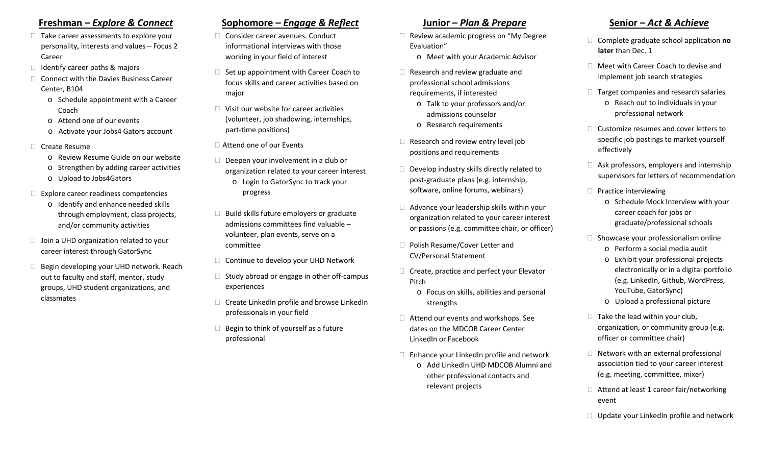## Freshman – *Explore & Connect*

- Take career assessments to explore your personality, interests and values – Focus 2 Career
- Identify career paths & majors
- Connect with the Davies Business Career Center, B104
  - Schedule appointment with a Career Coach
  - Attend one of our events
  - Activate your Jobs4 Gators account
- Create Resume
  - Review Resume Guide on our website
  - Strengthen by adding career activities
  - Upload to Jobs4Gators
- Explore career readiness competencies
  - Identify and enhance needed skills through employment, class projects, and/or community activities
- Join a UHD organization related to your career interest through GatorSync
- Begin developing your UHD network. Reach out to faculty and staff, mentor, study groups, UHD student organizations, and classmates

## Sophomore – *Engage & Reflect*

- Consider career avenues. Conduct informational interviews with those working in your field of interest
- Set up appointment with Career Coach to focus skills and career activities based on major
- Visit our website for career activities (volunteer, job shadowing, internships, part-time positions)
- Attend one of our Events
- Deepen your involvement in a club or organization related to your career interest
  - Login to GatorSync to track your progress
- Build skills future employers or graduate admissions committees find valuable – volunteer, plan events, serve on a committee
- Continue to develop your UHD Network
- Study abroad or engage in other off-campus experiences
- Create LinkedIn profile and browse LinkedIn professionals in your field
- Begin to think of yourself as a future professional

## Junior – *Plan & Prepare*

- Review academic progress on "My Degree Evaluation"
  - Meet with your Academic Advisor
- Research and review graduate and professional school admissions requirements, if interested
  - Talk to your professors and/or admissions counselor
  - Research requirements
- Research and review entry level job positions and requirements
- Develop industry skills directly related to post-graduate plans (e.g. internship, software, online forums, webinars)
- Advance your leadership skills within your organization related to your career interest or passions (e.g. committee chair, or officer)
- Polish Resume/Cover Letter and CV/Personal Statement
- Create, practice and perfect your Elevator Pitch
  - Focus on skills, abilities and personal strengths
- Attend our events and workshops. See dates on the MDCOB Career Center LinkedIn or Facebook
- Enhance your LinkedIn profile and network
  - Add LinkedIn UHD MDCOB Alumni and other professional contacts and relevant projects

## Senior – *Act & Achieve*

- Complete graduate school application **no later** than Dec. 1
- Meet with Career Coach to devise and implement job search strategies
- Target companies and research salaries
  - Reach out to individuals in your professional network
- Customize resumes and cover letters to specific job postings to market yourself effectively
- Ask professors, employers and internship supervisors for letters of recommendation
- Practice interviewing
  - Schedule Mock Interview with your career coach for jobs or graduate/professional schools
- Showcase your professionalism online
  - Perform a social media audit
  - Exhibit your professional projects electronically or in a digital portfolio (e.g. LinkedIn, Github, WordPress, YouTube, GatorSync)
  - Upload a professional picture
- Take the lead within your club, organization, or community group (e.g. officer or committee chair)
- Network with an external professional association tied to your career interest (e.g. meeting, committee, mixer)
- Attend at least 1 career fair/networking event
- Update your LinkedIn profile and network